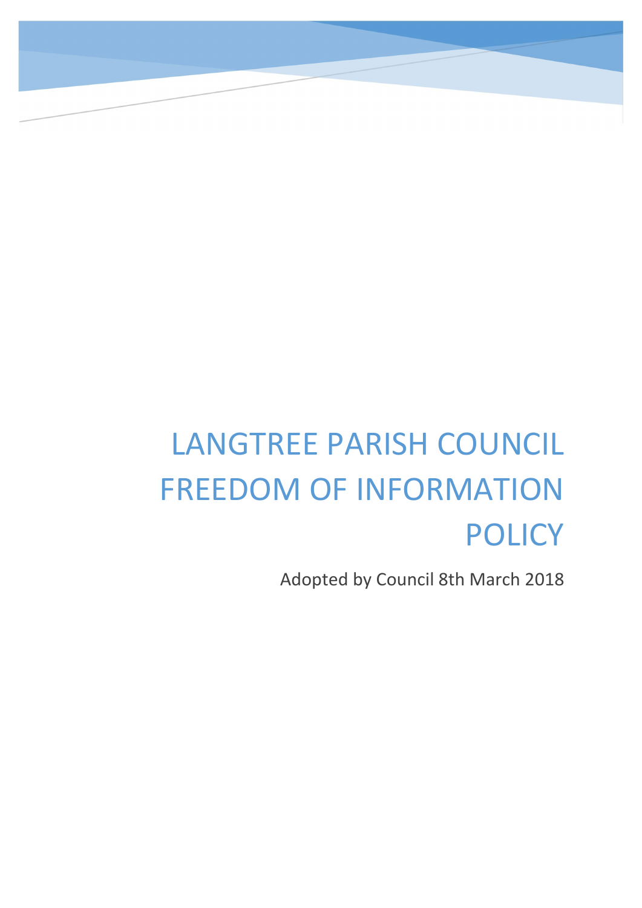# LANGTREE PARISH COUNCIL FREEDOM OF INFORMATION POLICY

Adopted by Council 8th March 2018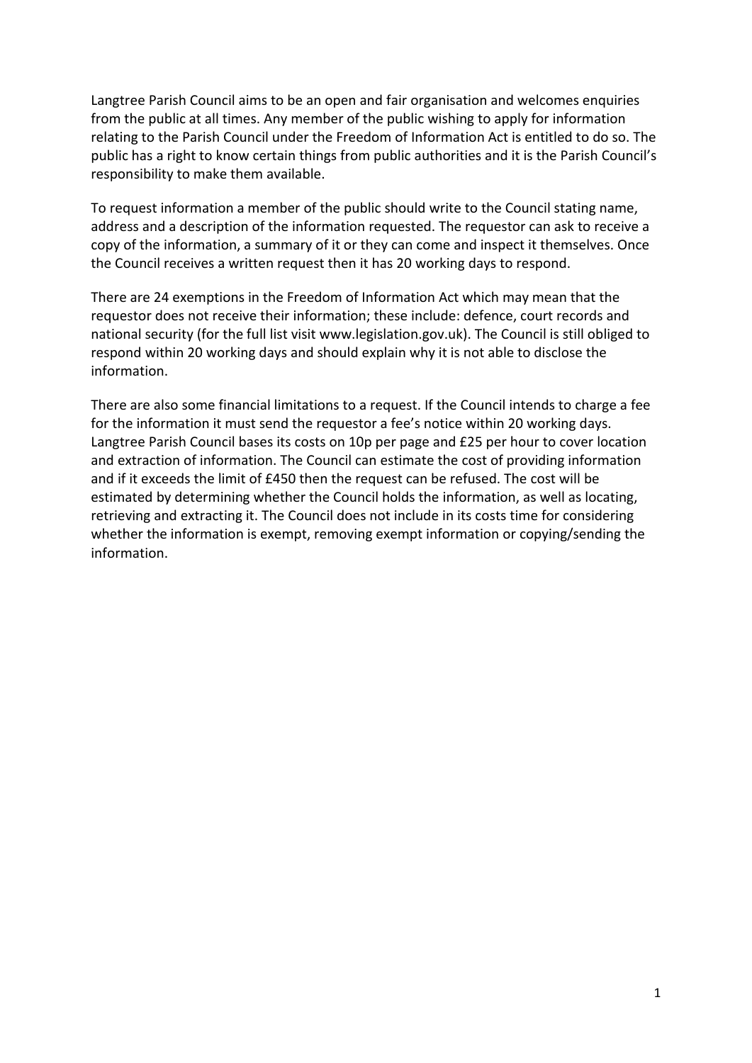Langtree Parish Council aims to be an open and fair organisation and welcomes enquiries from the public at all times. Any member of the public wishing to apply for information relating to the Parish Council under the Freedom of Information Act is entitled to do so. The public has a right to know certain things from public authorities and it is the Parish Council's responsibility to make them available.

To request information a member of the public should write to the Council stating name, address and a description of the information requested. The requestor can ask to receive a copy of the information, a summary of it or they can come and inspect it themselves. Once the Council receives a written request then it has 20 working days to respond.

There are 24 exemptions in the Freedom of Information Act which may mean that the requestor does not receive their information; these include: defence, court records and national security (for the full list visit www.legislation.gov.uk). The Council is still obliged to respond within 20 working days and should explain why it is not able to disclose the information.

There are also some financial limitations to a request. If the Council intends to charge a fee for the information it must send the requestor a fee's notice within 20 working days. Langtree Parish Council bases its costs on 10p per page and £25 per hour to cover location and extraction of information. The Council can estimate the cost of providing information and if it exceeds the limit of £450 then the request can be refused. The cost will be estimated by determining whether the Council holds the information, as well as locating, retrieving and extracting it. The Council does not include in its costs time for considering whether the information is exempt, removing exempt information or copying/sending the information.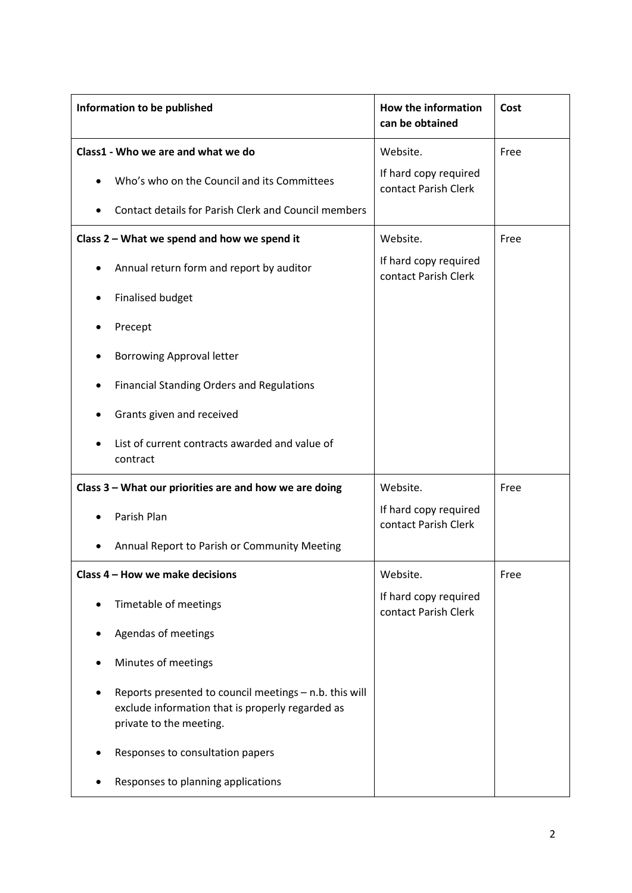| Information to be published | How the information can be obtained | Cost |
|---|---|---|
| **Class1 - Who we are and what we do**<br>• Who's who on the Council and its Committees<br>• Contact details for Parish Clerk and Council members | Website.<br>If hard copy required contact Parish Clerk | Free |
| **Class 2 – What we spend and how we spend it**<br>• Annual return form and report by auditor<br>• Finalised budget<br>• Precept<br>• Borrowing Approval letter<br>• Financial Standing Orders and Regulations<br>• Grants given and received<br>• List of current contracts awarded and value of contract | Website.<br>If hard copy required contact Parish Clerk | Free |
| **Class 3 – What our priorities are and how we are doing**<br>• Parish Plan<br>• Annual Report to Parish or Community Meeting | Website.<br>If hard copy required contact Parish Clerk | Free |
| **Class 4 – How we make decisions**<br>• Timetable of meetings<br>• Agendas of meetings<br>• Minutes of meetings<br>• Reports presented to council meetings – n.b. this will exclude information that is properly regarded as private to the meeting.<br>• Responses to consultation papers<br>• Responses to planning applications | Website.<br>If hard copy required contact Parish Clerk | Free |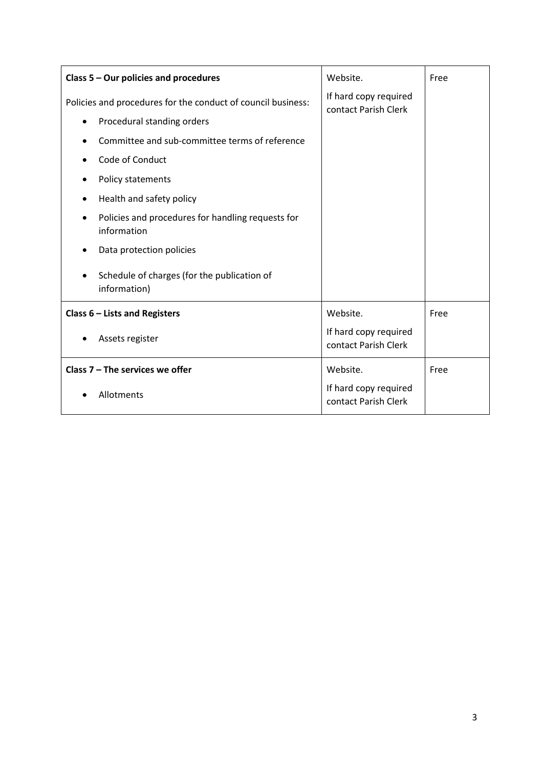| | | |
|---|---|---|
| **Class 5 – Our policies and procedures**<br><br>Policies and procedures for the conduct of council business:<br>• Procedural standing orders<br>• Committee and sub-committee terms of reference<br>• Code of Conduct<br>• Policy statements<br>• Health and safety policy<br>• Policies and procedures for handling requests for information<br>• Data protection policies<br>• Schedule of charges (for the publication of information) | Website.<br><br>If hard copy required contact Parish Clerk | Free |
| **Class 6 – Lists and Registers**<br><br>• Assets register | Website.<br><br>If hard copy required contact Parish Clerk | Free |
| **Class 7 – The services we offer**<br><br>• Allotments | Website.<br><br>If hard copy required contact Parish Clerk | Free |